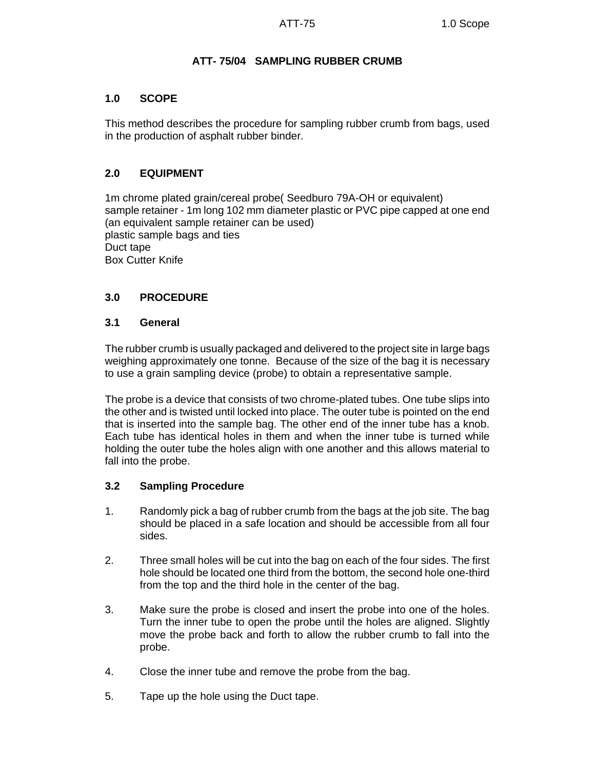# ATT- 75/04 SAMPLING RUBBER CRUMB

## 1.0 SCOPE

This method describes the procedure for sampling rubber crumb from bags, used in the production of asphalt rubber binder.

## 2.0 EQUIPMENT

1m chrome plated grain/cereal probe( Seedburo 79A-OH or equivalent)
sample retainer - 1m long 102 mm diameter plastic or PVC pipe capped at one end (an equivalent sample retainer can be used)
plastic sample bags and ties
Duct tape
Box Cutter Knife

## 3.0 PROCEDURE

### 3.1 General

The rubber crumb is usually packaged and delivered to the project site in large bags weighing approximately one tonne. Because of the size of the bag it is necessary to use a grain sampling device (probe) to obtain a representative sample.

The probe is a device that consists of two chrome-plated tubes. One tube slips into the other and is twisted until locked into place. The outer tube is pointed on the end that is inserted into the sample bag. The other end of the inner tube has a knob. Each tube has identical holes in them and when the inner tube is turned while holding the outer tube the holes align with one another and this allows material to fall into the probe.

### 3.2 Sampling Procedure

1. Randomly pick a bag of rubber crumb from the bags at the job site. The bag should be placed in a safe location and should be accessible from all four sides.

2. Three small holes will be cut into the bag on each of the four sides. The first hole should be located one third from the bottom, the second hole one-third from the top and the third hole in the center of the bag.

3. Make sure the probe is closed and insert the probe into one of the holes. Turn the inner tube to open the probe until the holes are aligned. Slightly move the probe back and forth to allow the rubber crumb to fall into the probe.

4. Close the inner tube and remove the probe from the bag.

5. Tape up the hole using the Duct tape.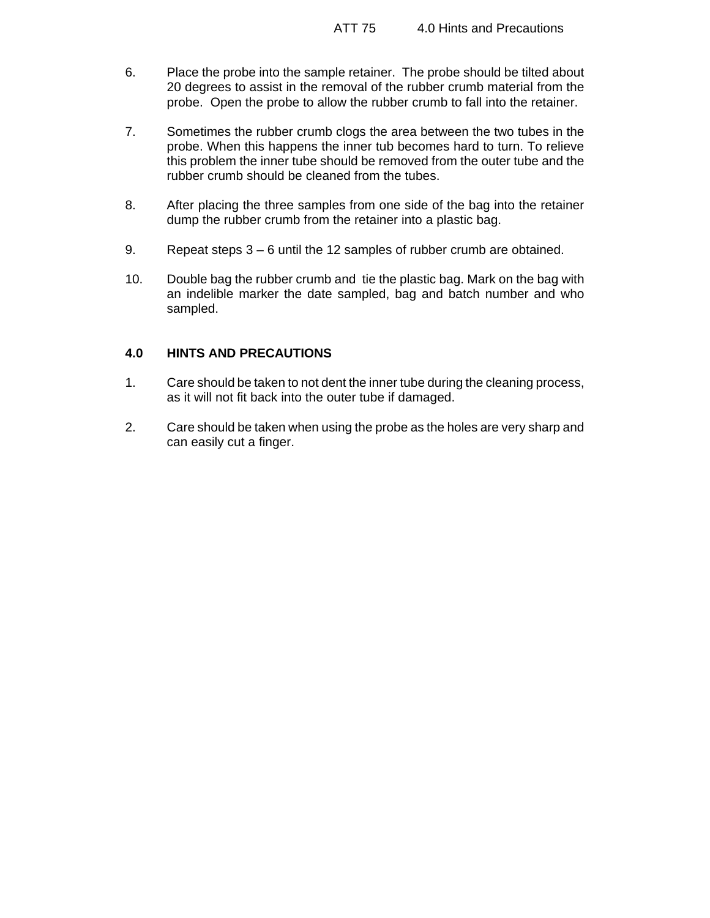6. Place the probe into the sample retainer. The probe should be tilted about 20 degrees to assist in the removal of the rubber crumb material from the probe. Open the probe to allow the rubber crumb to fall into the retainer.

7. Sometimes the rubber crumb clogs the area between the two tubes in the probe. When this happens the inner tub becomes hard to turn. To relieve this problem the inner tube should be removed from the outer tube and the rubber crumb should be cleaned from the tubes.

8. After placing the three samples from one side of the bag into the retainer dump the rubber crumb from the retainer into a plastic bag.

9. Repeat steps 3 – 6 until the 12 samples of rubber crumb are obtained.

10. Double bag the rubber crumb and tie the plastic bag. Mark on the bag with an indelible marker the date sampled, bag and batch number and who sampled.

## 4.0 HINTS AND PRECAUTIONS

1. Care should be taken to not dent the inner tube during the cleaning process, as it will not fit back into the outer tube if damaged.

2. Care should be taken when using the probe as the holes are very sharp and can easily cut a finger.